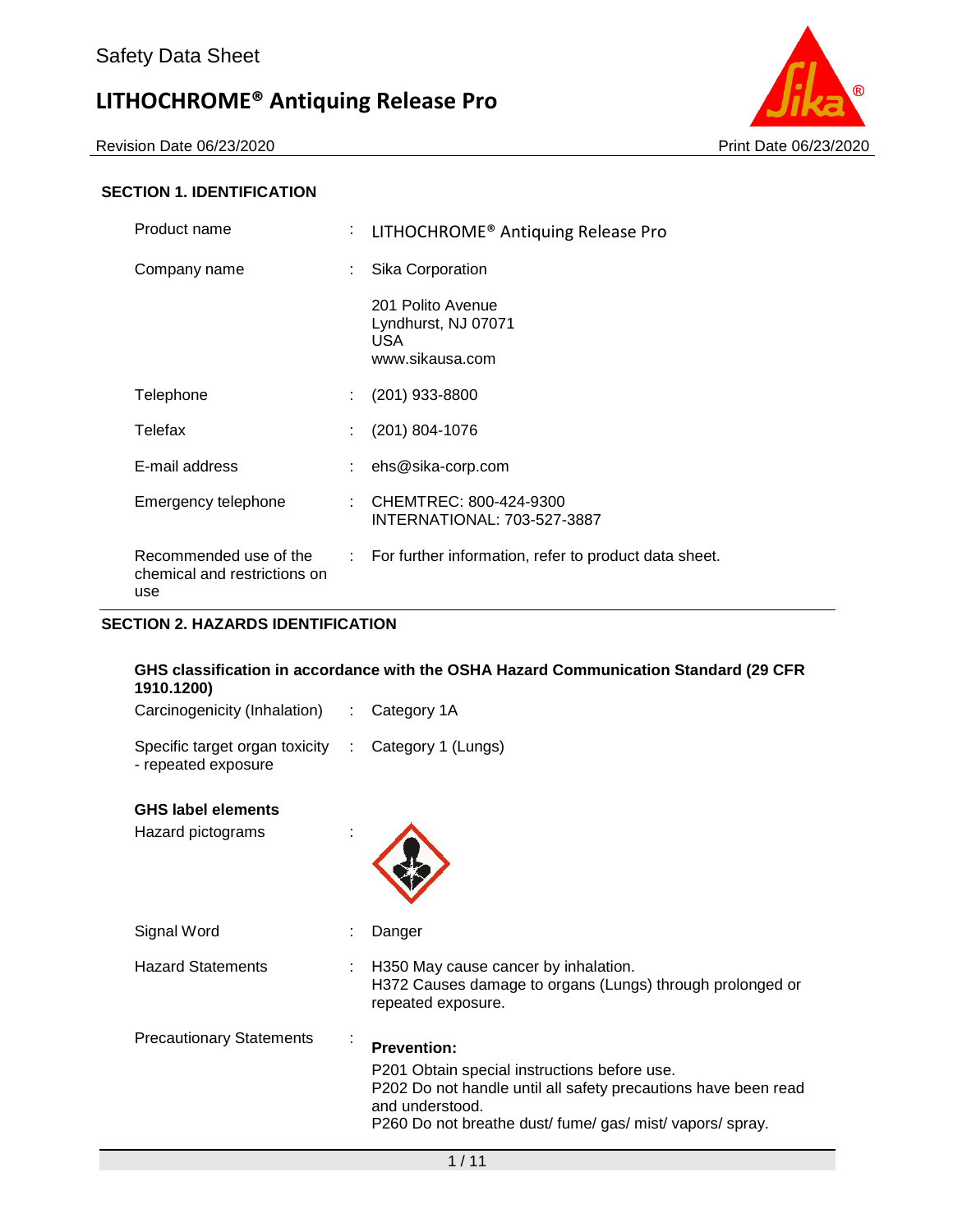# Safety Data Sheet

## LITHOCHROME® Antiquing Release Pro

Revision Date 06/23/2020 | Print Date 06/23/2020

### SECTION 1. IDENTIFICATION

| | | |
|---|---|---|
| Product name | : | LITHOCHROME® Antiquing Release Pro |
| Company name | : | Sika Corporation<br>201 Polito Avenue<br>Lyndhurst, NJ 07071<br>USA<br>www.sikausa.com |
| Telephone | : | (201) 933-8800 |
| Telefax | : | (201) 804-1076 |
| E-mail address | : | ehs@sika-corp.com |
| Emergency telephone | : | CHEMTREC: 800-424-9300<br>INTERNATIONAL: 703-527-3887 |
| Recommended use of the chemical and restrictions on use | : | For further information, refer to product data sheet. |

### SECTION 2. HAZARDS IDENTIFICATION

**GHS classification in accordance with the OSHA Hazard Communication Standard (29 CFR 1910.1200)**

| | | |
|---|---|---|
| Carcinogenicity (Inhalation) | : | Category 1A |
| Specific target organ toxicity - repeated exposure | : | Category 1 (Lungs) |

**GHS label elements**

Hazard pictograms :

| | | |
|---|---|---|
| Signal Word | : | Danger |
| Hazard Statements | : | H350 May cause cancer by inhalation.<br>H372 Causes damage to organs (Lungs) through prolonged or repeated exposure. |

Precautionary Statements :

**Prevention:**

P201 Obtain special instructions before use.
P202 Do not handle until all safety precautions have been read and understood.
P260 Do not breathe dust/ fume/ gas/ mist/ vapors/ spray.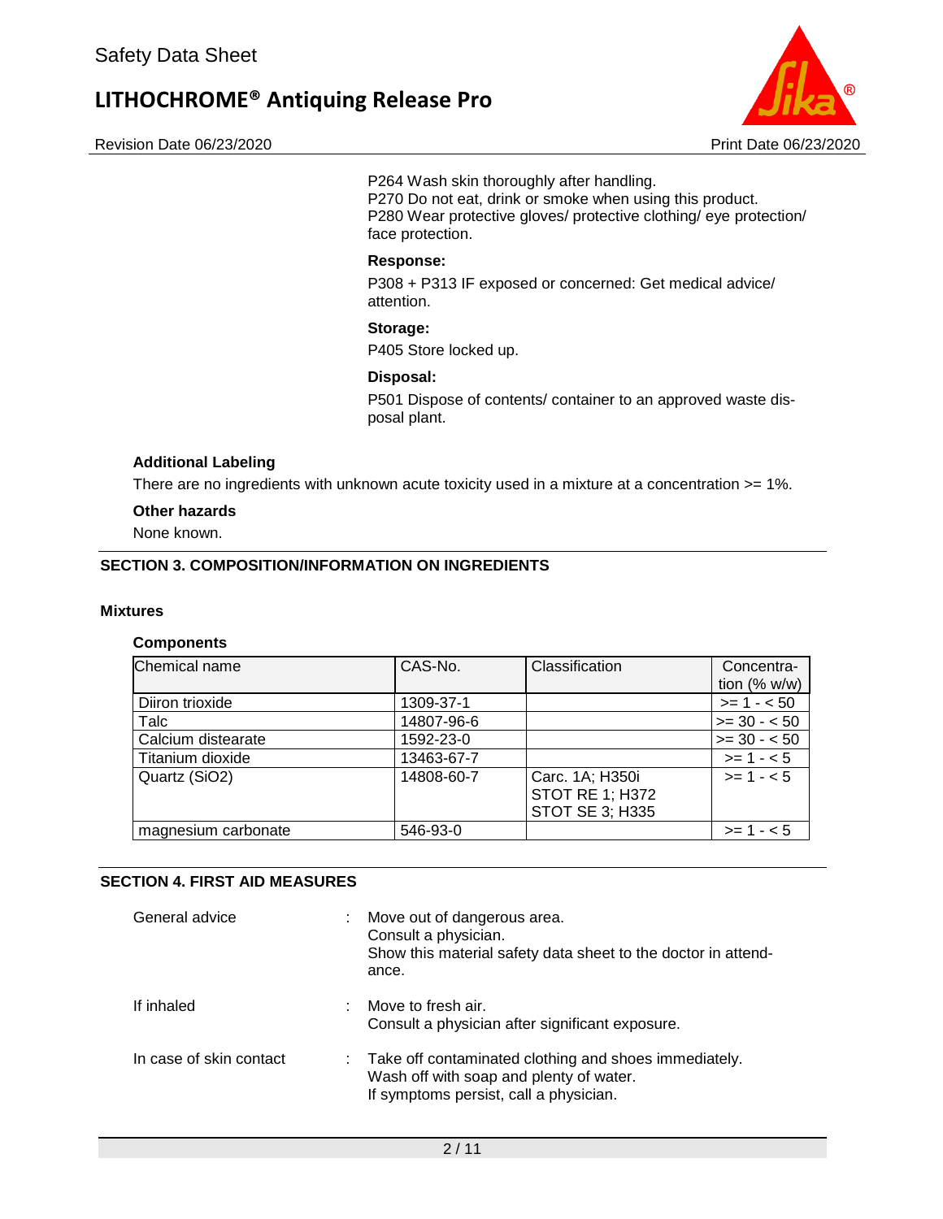P264 Wash skin thoroughly after handling.
P270 Do not eat, drink or smoke when using this product.
P280 Wear protective gloves/ protective clothing/ eye protection/ face protection.

**Response:**

P308 + P313 IF exposed or concerned: Get medical advice/ attention.

**Storage:**

P405 Store locked up.

**Disposal:**

P501 Dispose of contents/ container to an approved waste disposal plant.

**Additional Labeling**

There are no ingredients with unknown acute toxicity used in a mixture at a concentration >= 1%.

**Other hazards**

None known.

## SECTION 3. COMPOSITION/INFORMATION ON INGREDIENTS

**Mixtures**

**Components**

| Chemical name | CAS-No. | Classification | Concentration (% w/w) |
|---|---|---|---|
| Diiron trioxide | 1309-37-1 | | >= 1 - < 50 |
| Talc | 14807-96-6 | | >= 30 - < 50 |
| Calcium distearate | 1592-23-0 | | >= 30 - < 50 |
| Titanium dioxide | 13463-67-7 | | >= 1 - < 5 |
| Quartz (SiO2) | 14808-60-7 | Carc. 1A; H350i<br>STOT RE 1; H372<br>STOT SE 3; H335 | >= 1 - < 5 |
| magnesium carbonate | 546-93-0 | | >= 1 - < 5 |

## SECTION 4. FIRST AID MEASURES

General advice : Move out of dangerous area.
Consult a physician.
Show this material safety data sheet to the doctor in attendance.

If inhaled : Move to fresh air.
Consult a physician after significant exposure.

In case of skin contact : Take off contaminated clothing and shoes immediately.
Wash off with soap and plenty of water.
If symptoms persist, call a physician.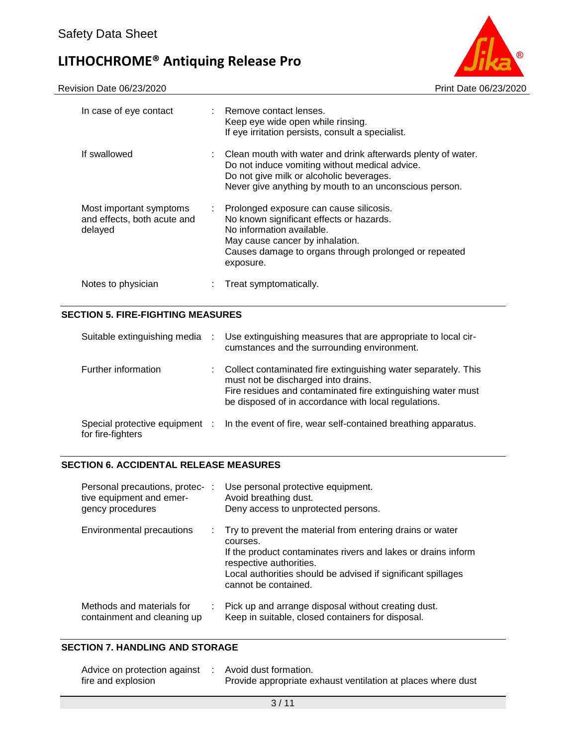| | | |
|---|---|---|
| In case of eye contact | : | Remove contact lenses.<br>Keep eye wide open while rinsing.<br>If eye irritation persists, consult a specialist. |
| If swallowed | : | Clean mouth with water and drink afterwards plenty of water.<br>Do not induce vomiting without medical advice.<br>Do not give milk or alcoholic beverages.<br>Never give anything by mouth to an unconscious person. |
| Most important symptoms and effects, both acute and delayed | : | Prolonged exposure can cause silicosis.<br>No known significant effects or hazards.<br>No information available.<br>May cause cancer by inhalation.<br>Causes damage to organs through prolonged or repeated exposure. |
| Notes to physician | : | Treat symptomatically. |

## SECTION 5. FIRE-FIGHTING MEASURES

| | | |
|---|---|---|
| Suitable extinguishing media | : | Use extinguishing measures that are appropriate to local circumstances and the surrounding environment. |
| Further information | : | Collect contaminated fire extinguishing water separately. This must not be discharged into drains.<br>Fire residues and contaminated fire extinguishing water must be disposed of in accordance with local regulations. |
| Special protective equipment for fire-fighters | : | In the event of fire, wear self-contained breathing apparatus. |

## SECTION 6. ACCIDENTAL RELEASE MEASURES

| | | |
|---|---|---|
| Personal precautions, protective equipment and emergency procedures | : | Use personal protective equipment.<br>Avoid breathing dust.<br>Deny access to unprotected persons. |
| Environmental precautions | : | Try to prevent the material from entering drains or water courses.<br>If the product contaminates rivers and lakes or drains inform respective authorities.<br>Local authorities should be advised if significant spillages cannot be contained. |
| Methods and materials for containment and cleaning up | : | Pick up and arrange disposal without creating dust.<br>Keep in suitable, closed containers for disposal. |

## SECTION 7. HANDLING AND STORAGE

| | | |
|---|---|---|
| Advice on protection against fire and explosion | : | Avoid dust formation.<br>Provide appropriate exhaust ventilation at places where dust |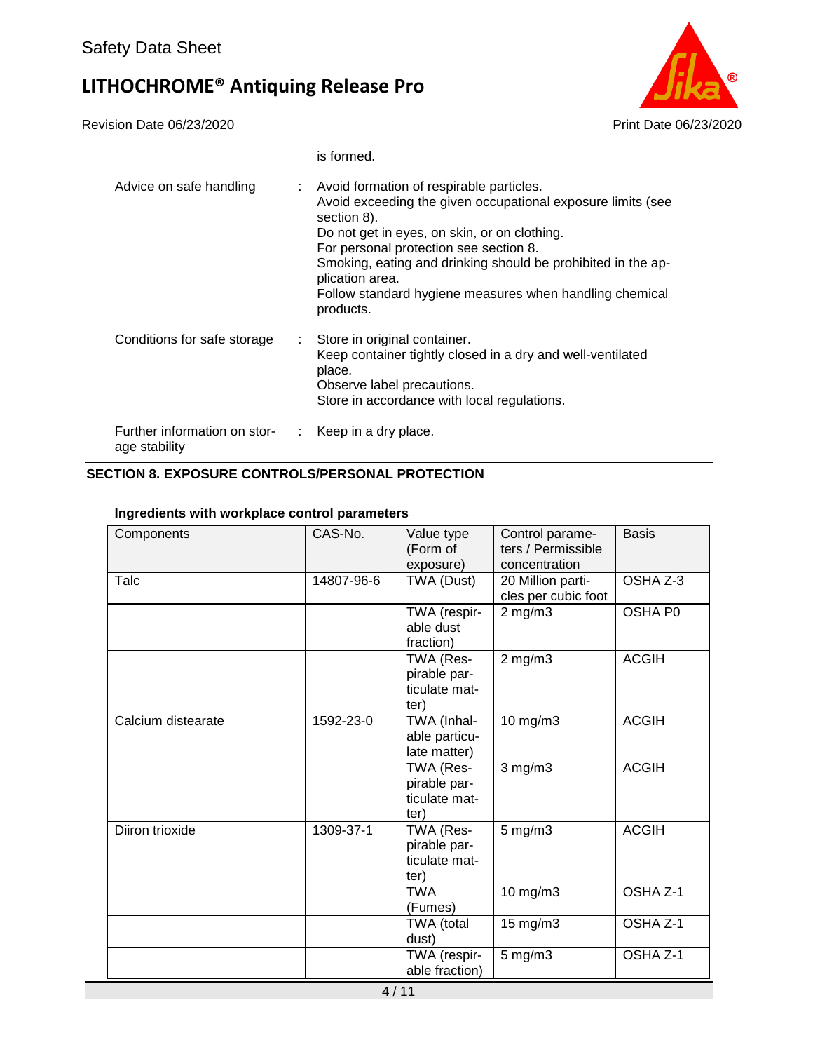is formed.

| | | |
|---|---|---|
| Advice on safe handling | : | Avoid formation of respirable particles.<br>Avoid exceeding the given occupational exposure limits (see section 8).<br>Do not get in eyes, on skin, or on clothing.<br>For personal protection see section 8.<br>Smoking, eating and drinking should be prohibited in the application area.<br>Follow standard hygiene measures when handling chemical products. |
| Conditions for safe storage | : | Store in original container.<br>Keep container tightly closed in a dry and well-ventilated place.<br>Observe label precautions.<br>Store in accordance with local regulations. |
| Further information on storage stability | : | Keep in a dry place. |

## SECTION 8. EXPOSURE CONTROLS/PERSONAL PROTECTION

**Ingredients with workplace control parameters**

| Components | CAS-No. | Value type (Form of exposure) | Control parameters / Permissible concentration | Basis |
|---|---|---|---|---|
| Talc | 14807-96-6 | TWA (Dust) | 20 Million particles per cubic foot | OSHA Z-3 |
| | | TWA (respirable dust fraction) | 2 mg/m3 | OSHA P0 |
| | | TWA (Respirable particulate matter) | 2 mg/m3 | ACGIH |
| Calcium distearate | 1592-23-0 | TWA (Inhalable particulate matter) | 10 mg/m3 | ACGIH |
| | | TWA (Respirable particulate matter) | 3 mg/m3 | ACGIH |
| Diiron trioxide | 1309-37-1 | TWA (Respirable particulate matter) | 5 mg/m3 | ACGIH |
| | | TWA (Fumes) | 10 mg/m3 | OSHA Z-1 |
| | | TWA (total dust) | 15 mg/m3 | OSHA Z-1 |
| | | TWA (respirable fraction) | 5 mg/m3 | OSHA Z-1 |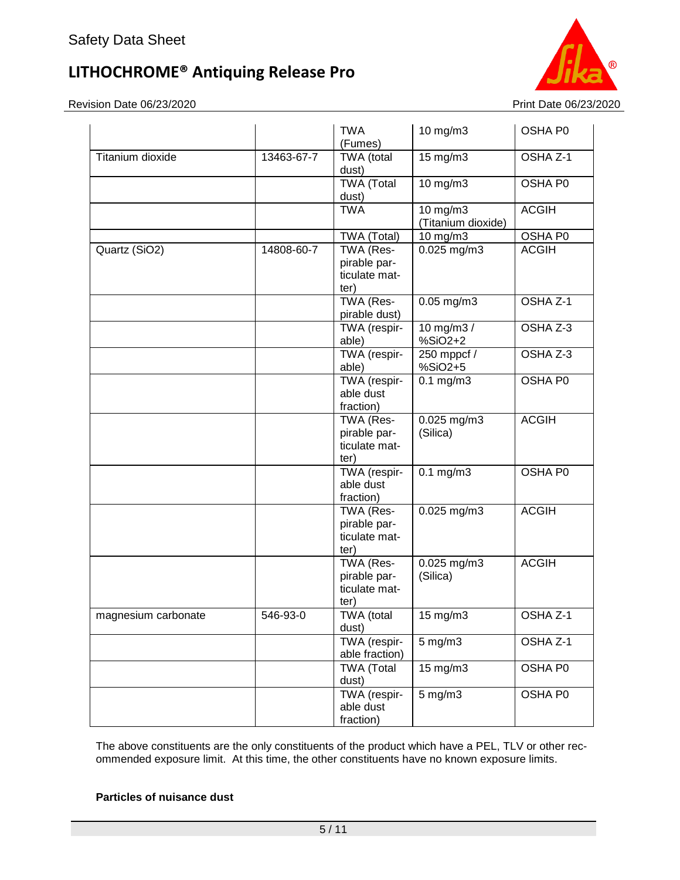| | | TWA (Fumes) | 10 mg/m3 | OSHA P0 |
|---|---|---|---|---|
| Titanium dioxide | 13463-67-7 | TWA (total dust) | 15 mg/m3 | OSHA Z-1 |
| | | TWA (Total dust) | 10 mg/m3 | OSHA P0 |
| | | TWA | 10 mg/m3 (Titanium dioxide) | ACGIH |
| | | TWA (Total) | 10 mg/m3 | OSHA P0 |
| Quartz (SiO2) | 14808-60-7 | TWA (Respirable particulate matter) | 0.025 mg/m3 | ACGIH |
| | | TWA (Respirable dust) | 0.05 mg/m3 | OSHA Z-1 |
| | | TWA (respirable) | 10 mg/m3 / %SiO2+2 | OSHA Z-3 |
| | | TWA (respirable) | 250 mppcf / %SiO2+5 | OSHA Z-3 |
| | | TWA (respirable dust fraction) | 0.1 mg/m3 | OSHA P0 |
| | | TWA (Respirable particulate matter) | 0.025 mg/m3 (Silica) | ACGIH |
| | | TWA (respirable dust fraction) | 0.1 mg/m3 | OSHA P0 |
| | | TWA (Respirable particulate matter) | 0.025 mg/m3 | ACGIH |
| | | TWA (Respirable particulate matter) | 0.025 mg/m3 (Silica) | ACGIH |
| magnesium carbonate | 546-93-0 | TWA (total dust) | 15 mg/m3 | OSHA Z-1 |
| | | TWA (respirable fraction) | 5 mg/m3 | OSHA Z-1 |
| | | TWA (Total dust) | 15 mg/m3 | OSHA P0 |
| | | TWA (respirable dust fraction) | 5 mg/m3 | OSHA P0 |

The above constituents are the only constituents of the product which have a PEL, TLV or other recommended exposure limit. At this time, the other constituents have no known exposure limits.

**Particles of nuisance dust**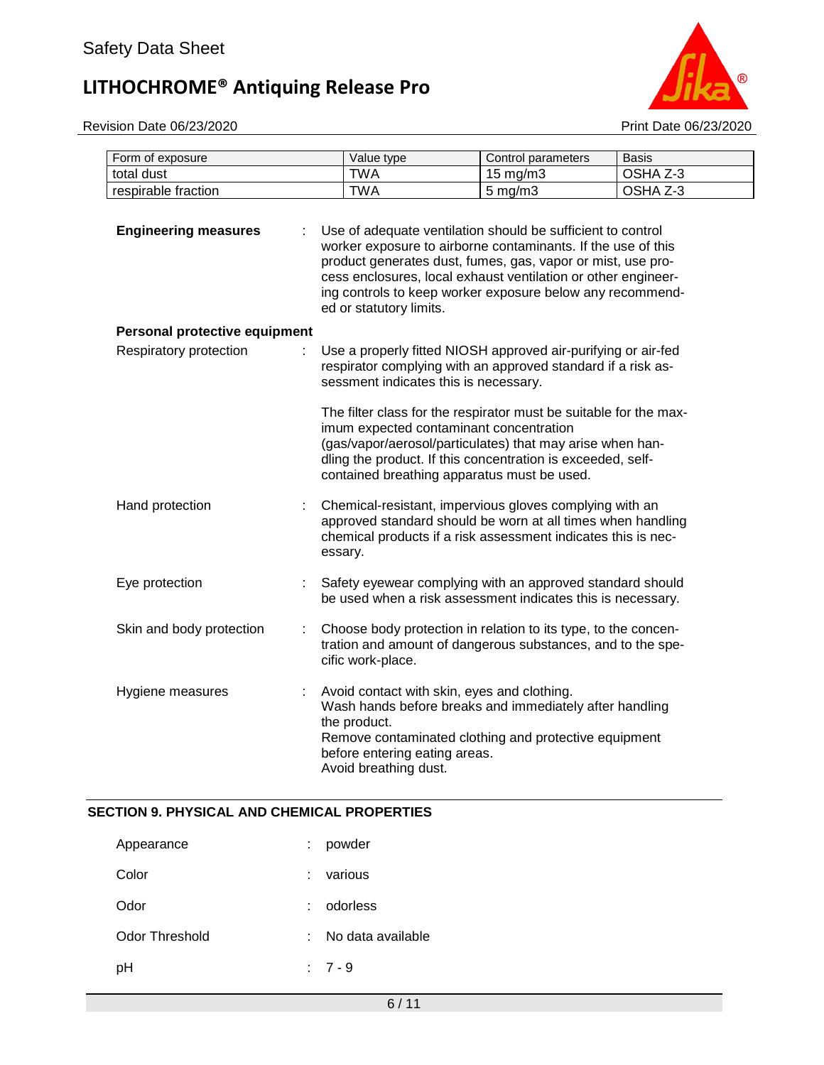| Form of exposure | Value type | Control parameters | Basis |
|---|---|---|---|
| total dust | TWA | 15 mg/m3 | OSHA Z-3 |
| respirable fraction | TWA | 5 mg/m3 | OSHA Z-3 |

**Engineering measures** : Use of adequate ventilation should be sufficient to control worker exposure to airborne contaminants. If the use of this product generates dust, fumes, gas, vapor or mist, use process enclosures, local exhaust ventilation or other engineering controls to keep worker exposure below any recommended or statutory limits.

**Personal protective equipment**

Respiratory protection : Use a properly fitted NIOSH approved air-purifying or air-fed respirator complying with an approved standard if a risk assessment indicates this is necessary.

The filter class for the respirator must be suitable for the maximum expected contaminant concentration (gas/vapor/aerosol/particulates) that may arise when handling the product. If this concentration is exceeded, self-contained breathing apparatus must be used.

Hand protection : Chemical-resistant, impervious gloves complying with an approved standard should be worn at all times when handling chemical products if a risk assessment indicates this is necessary.

Eye protection : Safety eyewear complying with an approved standard should be used when a risk assessment indicates this is necessary.

Skin and body protection : Choose body protection in relation to its type, to the concentration and amount of dangerous substances, and to the specific work-place.

Hygiene measures : Avoid contact with skin, eyes and clothing.
Wash hands before breaks and immediately after handling the product.
Remove contaminated clothing and protective equipment before entering eating areas.
Avoid breathing dust.

## SECTION 9. PHYSICAL AND CHEMICAL PROPERTIES

Appearance : powder

Color : various

Odor : odorless

Odor Threshold : No data available

pH : 7 - 9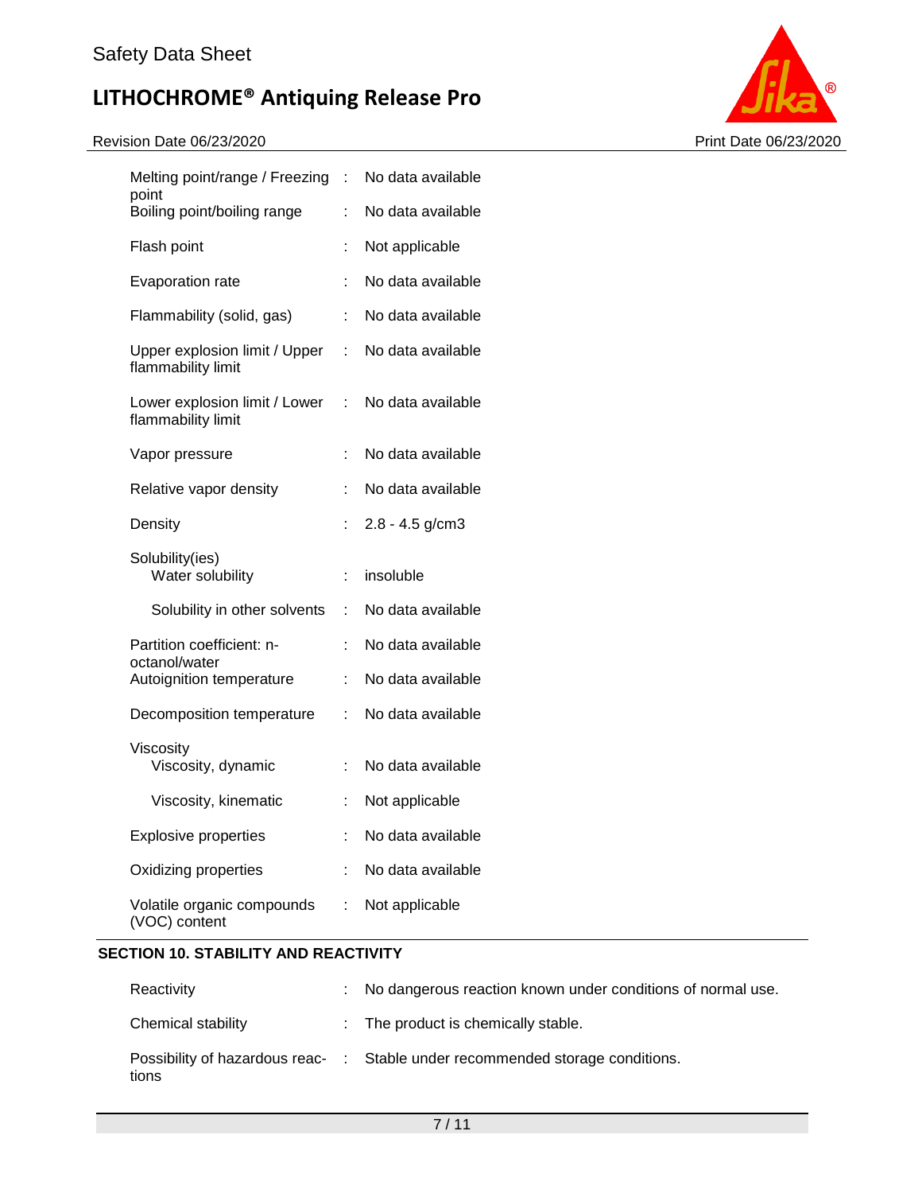| Property | | Value |
|---|---|---|
| Melting point/range / Freezing point | : | No data available |
| Boiling point/boiling range | : | No data available |
| Flash point | : | Not applicable |
| Evaporation rate | : | No data available |
| Flammability (solid, gas) | : | No data available |
| Upper explosion limit / Upper flammability limit | : | No data available |
| Lower explosion limit / Lower flammability limit | : | No data available |
| Vapor pressure | : | No data available |
| Relative vapor density | : | No data available |
| Density | : | 2.8 - 4.5 g/cm3 |
| Solubility(ies) | | |
| Water solubility | : | insoluble |
| Solubility in other solvents | : | No data available |
| Partition coefficient: n-octanol/water | : | No data available |
| Autoignition temperature | : | No data available |
| Decomposition temperature | : | No data available |
| Viscosity | | |
| Viscosity, dynamic | : | No data available |
| Viscosity, kinematic | : | Not applicable |
| Explosive properties | : | No data available |
| Oxidizing properties | : | No data available |
| Volatile organic compounds (VOC) content | : | Not applicable |

## SECTION 10. STABILITY AND REACTIVITY

| Property | | Value |
|---|---|---|
| Reactivity | : | No dangerous reaction known under conditions of normal use. |
| Chemical stability | : | The product is chemically stable. |
| Possibility of hazardous reactions | : | Stable under recommended storage conditions. |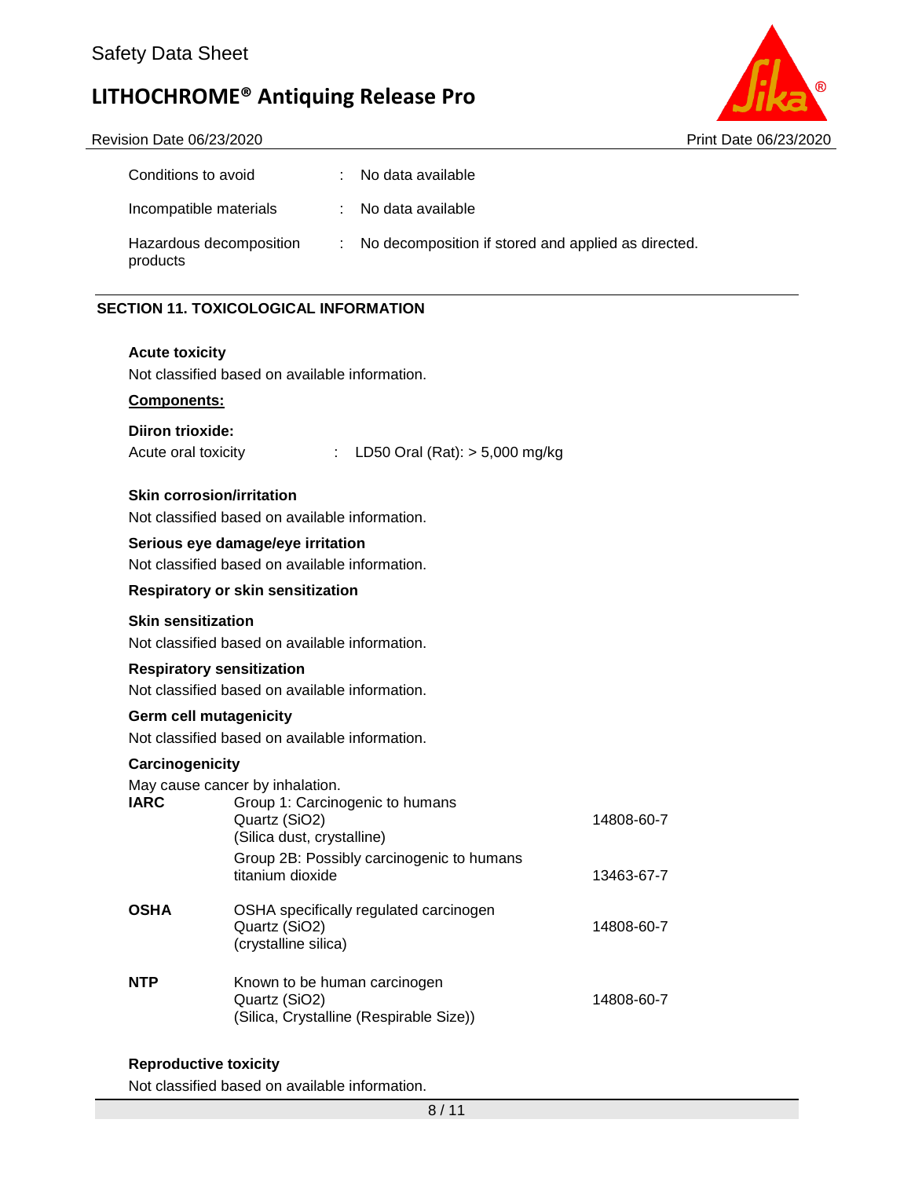| | | |
|---|---|---|
| Conditions to avoid | : | No data available |
| Incompatible materials | : | No data available |
| Hazardous decomposition products | : | No decomposition if stored and applied as directed. |

## SECTION 11. TOXICOLOGICAL INFORMATION

**Acute toxicity**

Not classified based on available information.

**Components:**

**Diiron trioxide:**

Acute oral toxicity : LD50 Oral (Rat): > 5,000 mg/kg

**Skin corrosion/irritation**

Not classified based on available information.

**Serious eye damage/eye irritation**

Not classified based on available information.

**Respiratory or skin sensitization**

**Skin sensitization**

Not classified based on available information.

**Respiratory sensitization**

Not classified based on available information.

**Germ cell mutagenicity**

Not classified based on available information.

**Carcinogenicity**

May cause cancer by inhalation.

| | | |
|---|---|---|
| **IARC** | Group 1: Carcinogenic to humans<br>Quartz (SiO2)<br>(Silica dust, crystalline) | 14808-60-7 |
| | Group 2B: Possibly carcinogenic to humans<br>titanium dioxide | 13463-67-7 |
| **OSHA** | OSHA specifically regulated carcinogen<br>Quartz (SiO2)<br>(crystalline silica) | 14808-60-7 |
| **NTP** | Known to be human carcinogen<br>Quartz (SiO2)<br>(Silica, Crystalline (Respirable Size)) | 14808-60-7 |

**Reproductive toxicity**

Not classified based on available information.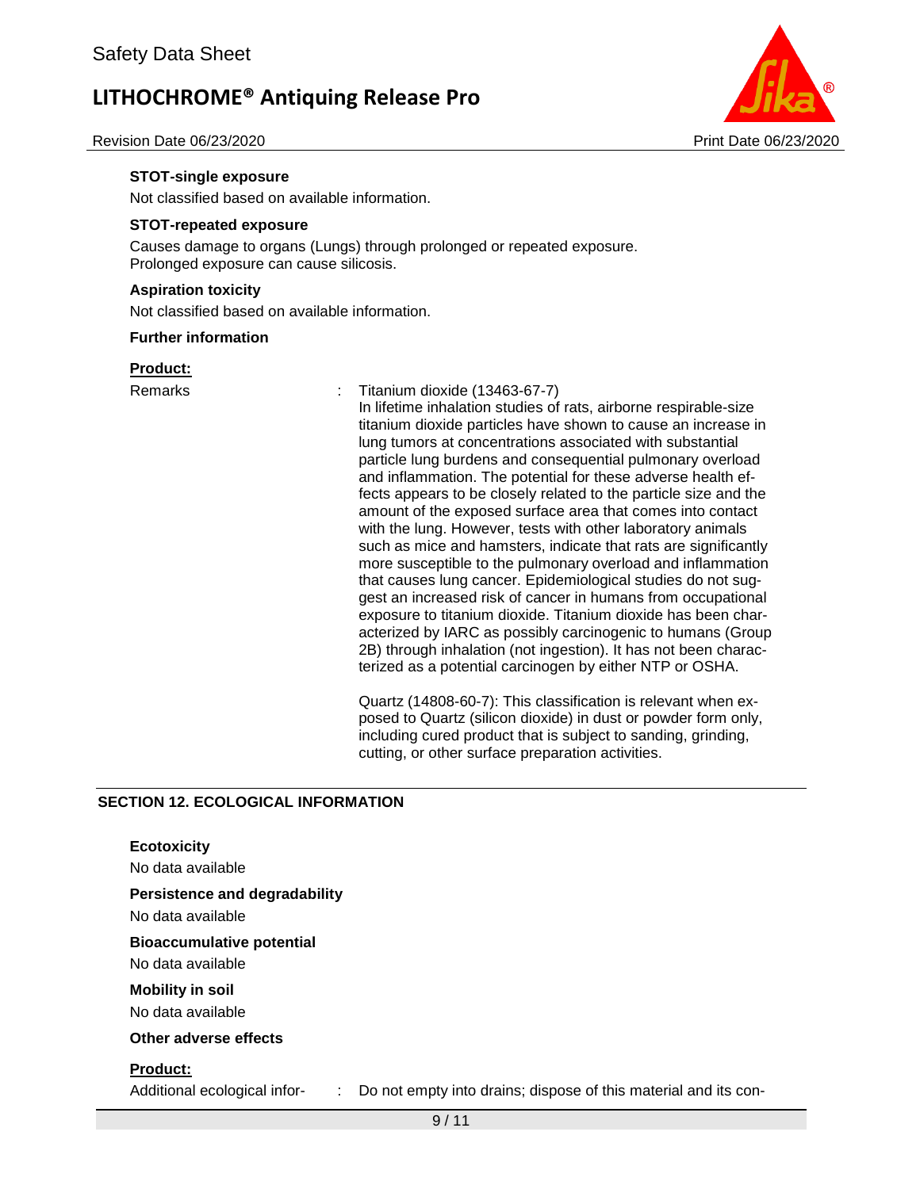**STOT-single exposure**

Not classified based on available information.

**STOT-repeated exposure**

Causes damage to organs (Lungs) through prolonged or repeated exposure.
Prolonged exposure can cause silicosis.

**Aspiration toxicity**

Not classified based on available information.

**Further information**

**Product:**

Remarks : Titanium dioxide (13463-67-7)
In lifetime inhalation studies of rats, airborne respirable-size titanium dioxide particles have shown to cause an increase in lung tumors at concentrations associated with substantial particle lung burdens and consequential pulmonary overload and inflammation. The potential for these adverse health effects appears to be closely related to the particle size and the amount of the exposed surface area that comes into contact with the lung. However, tests with other laboratory animals such as mice and hamsters, indicate that rats are significantly more susceptible to the pulmonary overload and inflammation that causes lung cancer. Epidemiological studies do not suggest an increased risk of cancer in humans from occupational exposure to titanium dioxide. Titanium dioxide has been characterized by IARC as possibly carcinogenic to humans (Group 2B) through inhalation (not ingestion). It has not been characterized as a potential carcinogen by either NTP or OSHA.

Quartz (14808-60-7): This classification is relevant when exposed to Quartz (silicon dioxide) in dust or powder form only, including cured product that is subject to sanding, grinding, cutting, or other surface preparation activities.

## SECTION 12. ECOLOGICAL INFORMATION

**Ecotoxicity**

No data available

**Persistence and degradability**

No data available

**Bioaccumulative potential**

No data available

**Mobility in soil**

No data available

**Other adverse effects**

**Product:**

Additional ecological infor- : Do not empty into drains; dispose of this material and its con-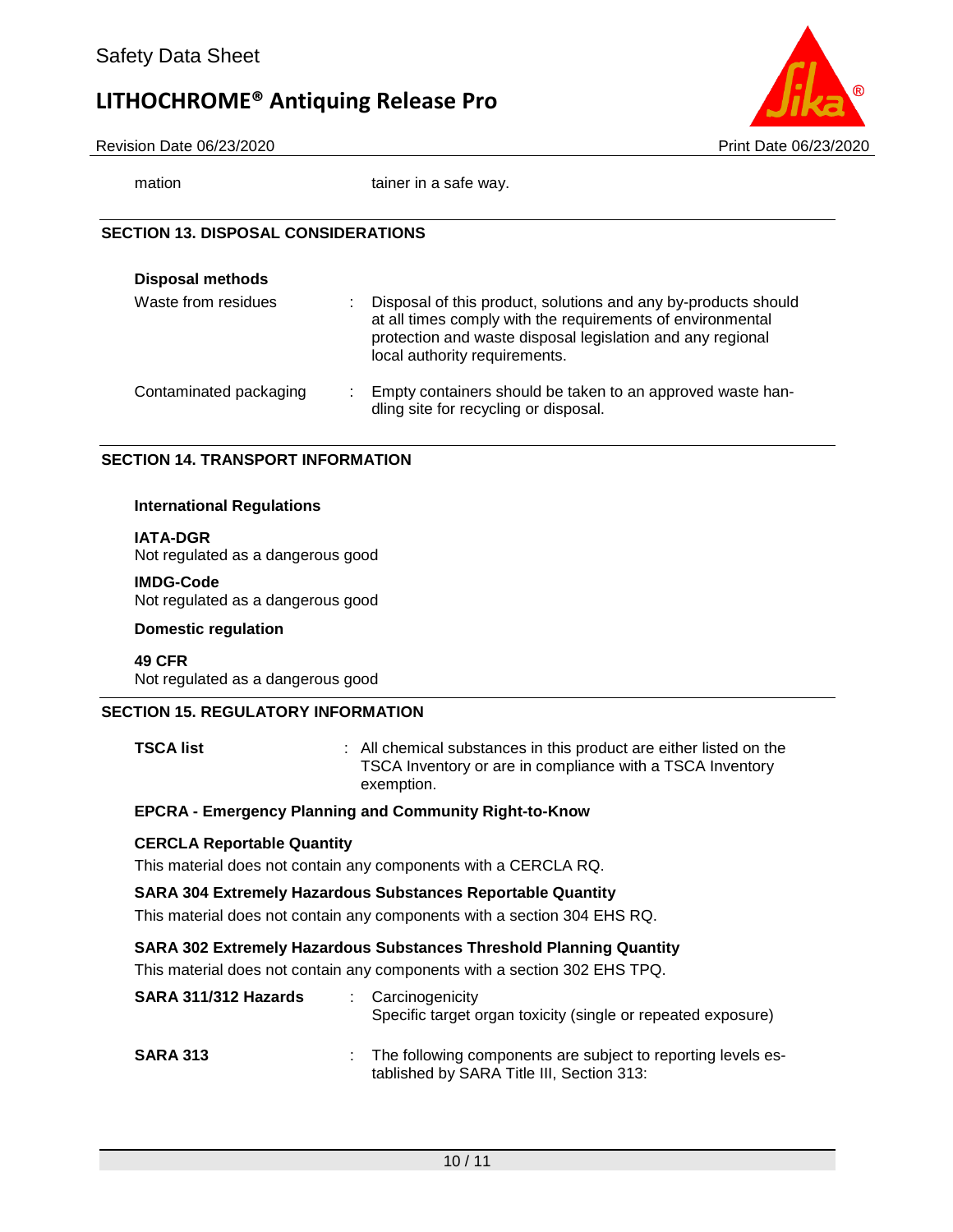| | | |
|---|---|---|
| mation | | tainer in a safe way. |

## SECTION 13. DISPOSAL CONSIDERATIONS

**Disposal methods**

| | | |
|---|---|---|
| Waste from residues | : | Disposal of this product, solutions and any by-products should at all times comply with the requirements of environmental protection and waste disposal legislation and any regional local authority requirements. |
| Contaminated packaging | : | Empty containers should be taken to an approved waste handling site for recycling or disposal. |

## SECTION 14. TRANSPORT INFORMATION

**International Regulations**

**IATA-DGR**
Not regulated as a dangerous good

**IMDG-Code**
Not regulated as a dangerous good

**Domestic regulation**

**49 CFR**
Not regulated as a dangerous good

## SECTION 15. REGULATORY INFORMATION

| | | |
|---|---|---|
| **TSCA list** | : | All chemical substances in this product are either listed on the TSCA Inventory or are in compliance with a TSCA Inventory exemption. |

**EPCRA - Emergency Planning and Community Right-to-Know**

**CERCLA Reportable Quantity**
This material does not contain any components with a CERCLA RQ.

**SARA 304 Extremely Hazardous Substances Reportable Quantity**
This material does not contain any components with a section 304 EHS RQ.

**SARA 302 Extremely Hazardous Substances Threshold Planning Quantity**
This material does not contain any components with a section 302 EHS TPQ.

| | | |
|---|---|---|
| **SARA 311/312 Hazards** | : | Carcinogenicity<br>Specific target organ toxicity (single or repeated exposure) |
| **SARA 313** | : | The following components are subject to reporting levels established by SARA Title III, Section 313: |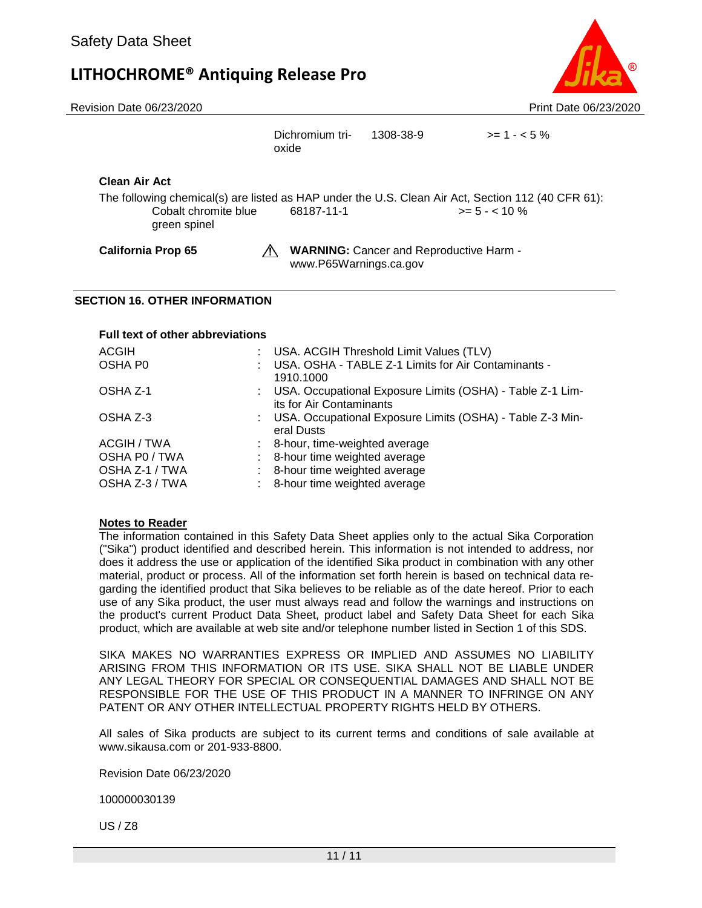| | | |
|---|---|---|
| Dichromium trioxide | 1308-38-9 | >= 1 - < 5 % |

**Clean Air Act**

The following chemical(s) are listed as HAP under the U.S. Clean Air Act, Section 112 (40 CFR 61):

| | | |
|---|---|---|
| Cobalt chromite blue green spinel | 68187-11-1 | >= 5 - < 10 % |

**California Prop 65** ⚠ **WARNING:** Cancer and Reproductive Harm - www.P65Warnings.ca.gov

## SECTION 16. OTHER INFORMATION

**Full text of other abbreviations**

| | | |
|---|---|---|
| ACGIH | : | USA. ACGIH Threshold Limit Values (TLV) |
| OSHA P0 | : | USA. OSHA - TABLE Z-1 Limits for Air Contaminants - 1910.1000 |
| OSHA Z-1 | : | USA. Occupational Exposure Limits (OSHA) - Table Z-1 Limits for Air Contaminants |
| OSHA Z-3 | : | USA. Occupational Exposure Limits (OSHA) - Table Z-3 Mineral Dusts |
| ACGIH / TWA | : | 8-hour, time-weighted average |
| OSHA P0 / TWA | : | 8-hour time weighted average |
| OSHA Z-1 / TWA | : | 8-hour time weighted average |
| OSHA Z-3 / TWA | : | 8-hour time weighted average |

**Notes to Reader**

The information contained in this Safety Data Sheet applies only to the actual Sika Corporation ("Sika") product identified and described herein. This information is not intended to address, nor does it address the use or application of the identified Sika product in combination with any other material, product or process. All of the information set forth herein is based on technical data regarding the identified product that Sika believes to be reliable as of the date hereof. Prior to each use of any Sika product, the user must always read and follow the warnings and instructions on the product's current Product Data Sheet, product label and Safety Data Sheet for each Sika product, which are available at web site and/or telephone number listed in Section 1 of this SDS.

SIKA MAKES NO WARRANTIES EXPRESS OR IMPLIED AND ASSUMES NO LIABILITY ARISING FROM THIS INFORMATION OR ITS USE. SIKA SHALL NOT BE LIABLE UNDER ANY LEGAL THEORY FOR SPECIAL OR CONSEQUENTIAL DAMAGES AND SHALL NOT BE RESPONSIBLE FOR THE USE OF THIS PRODUCT IN A MANNER TO INFRINGE ON ANY PATENT OR ANY OTHER INTELLECTUAL PROPERTY RIGHTS HELD BY OTHERS.

All sales of Sika products are subject to its current terms and conditions of sale available at www.sikausa.com or 201-933-8800.

Revision Date 06/23/2020

100000030139

US / Z8